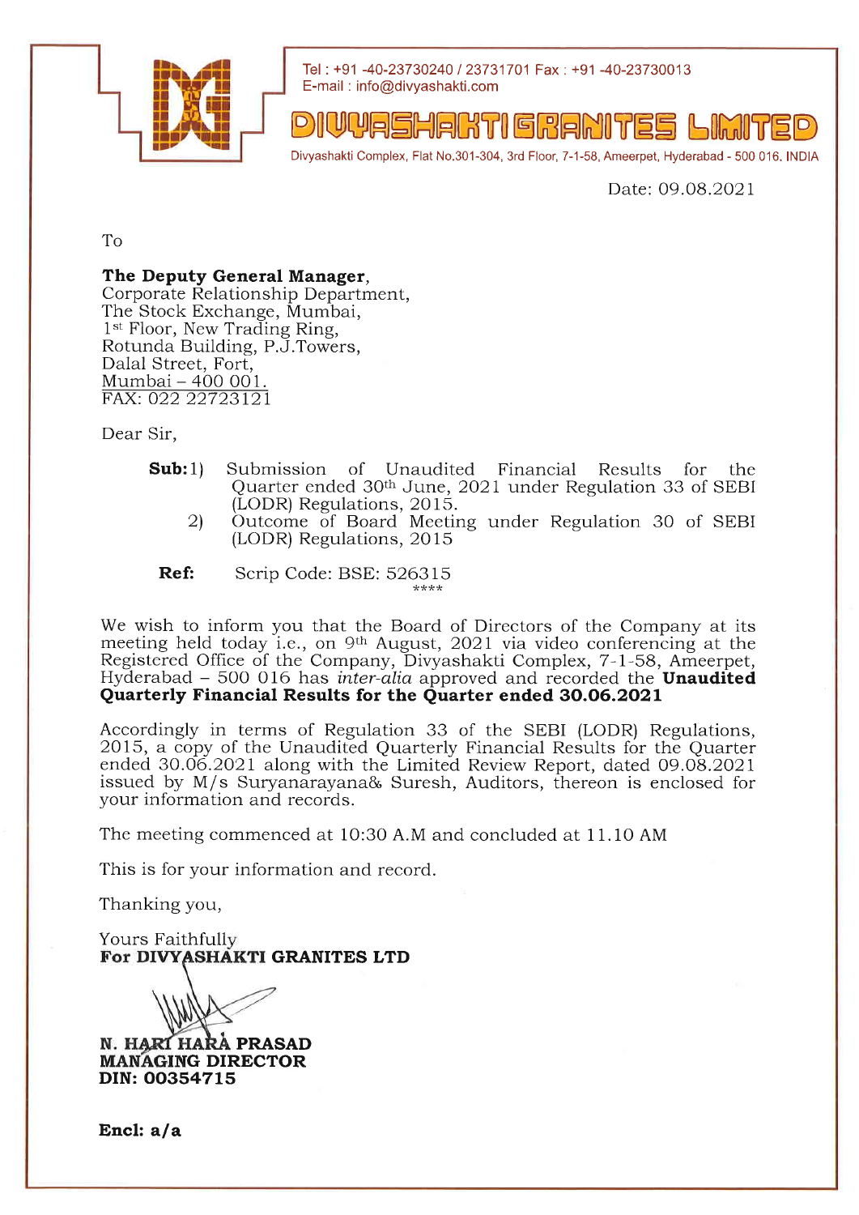Tel : +91 -40-23730240 / 23731701 Fax : +91 -40-23730013
E-mail : info@divyashakti.com

# DIVYASHAKTI GRANITES LIMITED

Divyashakti Complex, Flat No.301-304, 3rd Floor, 7-1-58, Ameerpet, Hyderabad - 500 016. INDIA

Date: 09.08.2021

To

**The Deputy General Manager**,
Corporate Relationship Department,
The Stock Exchange, Mumbai,
1st Floor, New Trading Ring,
Rotunda Building, P.J.Towers,
Dalal Street, Fort,
Mumbai – 400 001.
FAX: 022 22723121

Dear Sir,

**Sub:** 1) Submission of Unaudited Financial Results for the Quarter ended 30th June, 2021 under Regulation 33 of SEBI (LODR) Regulations, 2015.
2) Outcome of Board Meeting under Regulation 30 of SEBI (LODR) Regulations, 2015

**Ref:** Scrip Code: BSE: 526315

****

We wish to inform you that the Board of Directors of the Company at its meeting held today i.e., on 9th August, 2021 via video conferencing at the Registered Office of the Company, Divyashakti Complex, 7-1-58, Ameerpet, Hyderabad – 500 016 has *inter-alia* approved and recorded the **Unaudited Quarterly Financial Results for the Quarter ended 30.06.2021**

Accordingly in terms of Regulation 33 of the SEBI (LODR) Regulations, 2015, a copy of the Unaudited Quarterly Financial Results for the Quarter ended 30.06.2021 along with the Limited Review Report, dated 09.08.2021 issued by M/s Suryanarayana& Suresh, Auditors, thereon is enclosed for your information and records.

The meeting commenced at 10:30 A.M and concluded at 11.10 AM

This is for your information and record.

Thanking you,

Yours Faithfully
**For DIVYASHAKTI GRANITES LTD**

**N. HARI HARA PRASAD**
**MANAGING DIRECTOR**
**DIN: 00354715**

**Encl: a/a**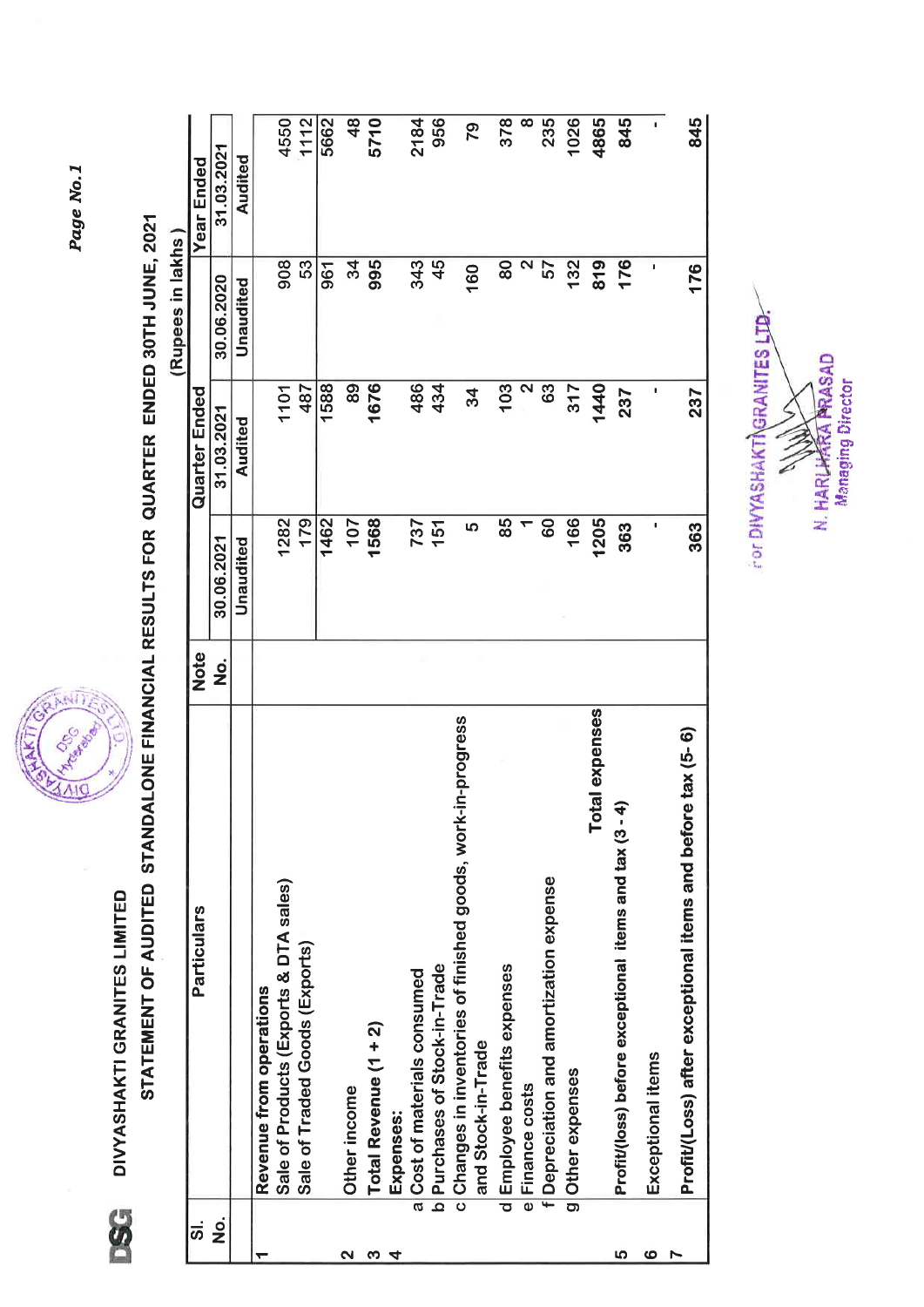DIVYASHAKTI GRANITES LIMITED

# STATEMENT OF AUDITED STANDALONE FINANCIAL RESULTS FOR QUARTER ENDED 30TH JUNE, 2021

(Rupees in lakhs)

| Sl. No. | Particulars | Note No. | Quarter Ended | | | Year Ended |
|---|---|---|---|---|---|---|
| | | | 30.06.2021 | 31.03.2021 | 30.06.2020 | 31.03.2021 |
| | | | Unaudited | Audited | Unaudited | Audited |
| 1 | Revenue from operations | | | | | |
| | Sale of Products (Exports & DTA sales) | | 1282 | 1101 | 908 | 4550 |
| | Sale of Traded Goods (Exports) | | 179 | 487 | 53 | 1112 |
| | | | 1462 | 1588 | 961 | 5662 |
| 2 | Other income | | 107 | 89 | 34 | 48 |
| 3 | Total Revenue (1 + 2) | | 1568 | 1676 | 995 | 5710 |
| 4 | Expenses: | | | | | |
| | a Cost of materials consumed | | 737 | 486 | 343 | 2184 |
| | b Purchases of Stock-in-Trade | | 151 | 434 | 45 | 956 |
| | c Changes in inventories of finished goods, work-in-progress and Stock-in-Trade | | 5 | 34 | 160 | 79 |
| | d Employee benefits expenses | | 85 | 103 | 80 | 378 |
| | e Finance costs | | 1 | 2 | 2 | 8 |
| | f Depreciation and amortization expense | | 60 | 63 | 57 | 235 |
| | g Other expenses | | 166 | 317 | 132 | 1026 |
| | Total expenses | | 1205 | 1440 | 819 | 4865 |
| 5 | Profit/(loss) before exceptional items and tax (3 - 4) | | 363 | 237 | 176 | 845 |
| 6 | Exceptional items | | - | - | - | - |
| 7 | Profit/(Loss) after exceptional items and before tax (5- 6) | | 363 | 237 | 176 | 845 |

For DIVYASHAKTI GRANITES LTD.

N. HARI HARA PRASAD
Managing Director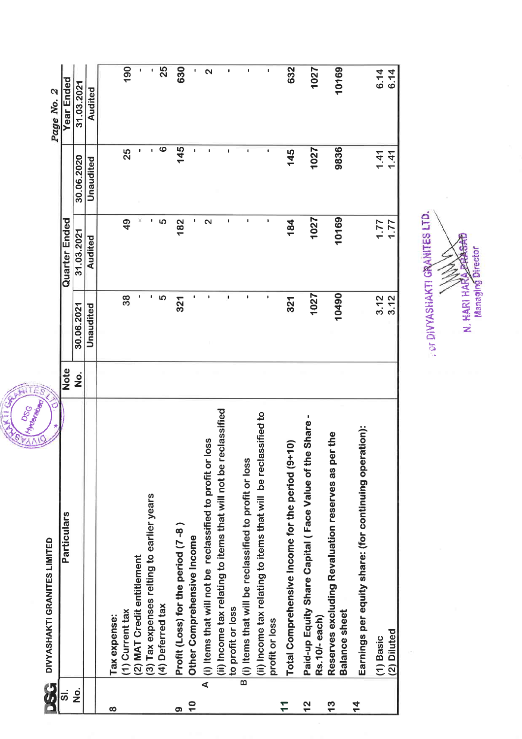DIVYASHAKTI GRANITES LIMITED

| Sl. No. | Particulars | Note No. | Quarter Ended | | | Year Ended |
|---|---|---|---|---|---|---|
| | | | 30.06.2021 | 31.03.2021 | 30.06.2020 | 31.03.2021 |
| | | | Unaudited | Audited | Unaudited | Audited |
| 8 | Tax expense: | | | | | |
| | (1) Current tax | | 38 | 49 | 25 | 190 |
| | (2) MAT Credit entitlement | | - | - | - | - |
| | (3) Tax expenses relting to earlier years | | - | - | - | - |
| | (4) Deferred tax | | 5 | 5 | 6 | 25 |
| 9 | Profit (Loss) for the period (7 -8 ) | | 321 | 182 | 145 | 630 |
| 10 | Other Comprehensive Income | | - | - | - | - |
| | A (i) Items that will not be reclassified to profit or loss | | - | 2 | - | 2 |
| | (ii) Income tax relating to items that will not be reclassified to profit or loss | | - | - | - | - |
| | B (i) Items that will be reclassified to profit or loss | | - | - | - | - |
| | (ii) Income tax relating to items that will be reclassified to profit or loss | | - | - | - | - |
| 11 | Total Comprehensive Income for the period (9+10) | | 321 | 184 | 145 | 632 |
| 12 | Paid-up Equity Share Capital ( Face Value of the Share - Rs.10/- each) | | 1027 | 1027 | 1027 | 1027 |
| 13 | Reserves excluding Revaluation reserves as per the Balance sheet | | 10490 | 10169 | 9836 | 10169 |
| 14 | Earnings per equity share: (for continuing operation): | | | | | |
| | (1) Basic | | 3.12 | 1.77 | 1.41 | 6.14 |
| | (2) Diluted | | 3.12 | 1.77 | 1.41 | 6.14 |

For DIVYASHAKTI GRANITES LTD.

N. HARI HARA PRASAD
Managing Director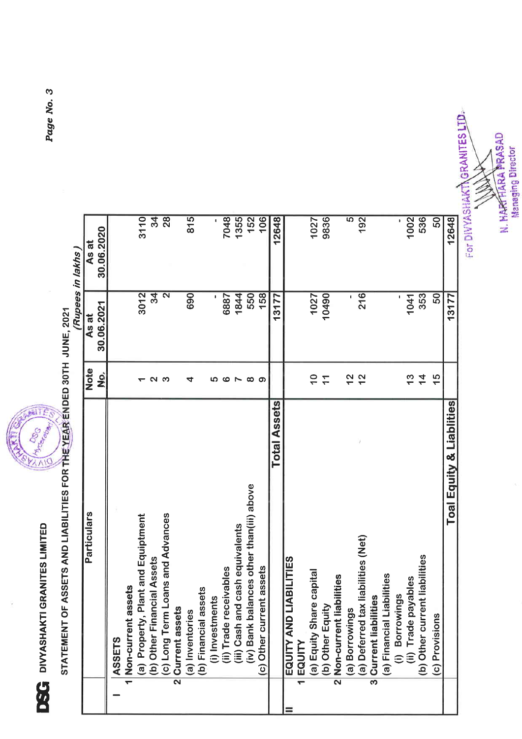**DSG** DIVYASHAKTI GRANITES LIMITED

STATEMENT OF ASSETS AND LIABILITIES FOR THE YEAR ENDED 30TH JUNE, 2021

*(Rupees in lakhs)*

| | Particulars | Note No. | As at 30.06.2021 | As at 30.06.2020 |
|---|---|---|---|---|
| I | **ASSETS** | | | |
| | 1 Non-current assets | | | |
| | (a) Property, Plant and Equiptment | 1 | 3012 | 3110 |
| | (b) Other Financial Assets | 2 | 34 | 34 |
| | (c) Long Term Loans and Advances | 3 | 2 | 28 |
| | 2 Current assets | | | |
| | (a) Inventories | 4 | 690 | 815 |
| | (b) Financial assets | | | |
| | (i) Investments | 5 | - | - |
| | (ii) Trade receivables | 6 | 6887 | 7048 |
| | (iii) Cash and cash equivalents | 7 | 1844 | 1355 |
| | (iv) Bank balances other than(iii) above | 8 | 550 | 152 |
| | (c) Other current assets | 9 | 158 | 106 |
| | **Total Assets** | | 13177 | 12648 |
| II | **EQUITY AND LIABILITIES** | | | |
| | 1 EQUITY | | | |
| | (a) Equity Share capital | 10 | 1027 | 1027 |
| | (b) Other Equity | 11 | 10490 | 9836 |
| | 2 Non-current liabilities | | | |
| | (a) Borrowings | 12 | - | 5 |
| | (a) Deferred tax liabilities (Net) | 12 | 216 | 192 |
| | 3 Current liabilities | | | |
| | (a) Financial Liabilities | | | |
| | (i) Borrowings | | - | - |
| | (ii) Trade payables | 13 | 1041 | 1002 |
| | (b) Other current liabilities | 14 | 353 | 536 |
| | (c) Provisions | 15 | 50 | 50 |
| | **Toal Equity & Liablities** | | 13177 | 12648 |

For DIVYASHAKTI GRANITES LTD.

N. HARIHARA PRASAD
Managing Director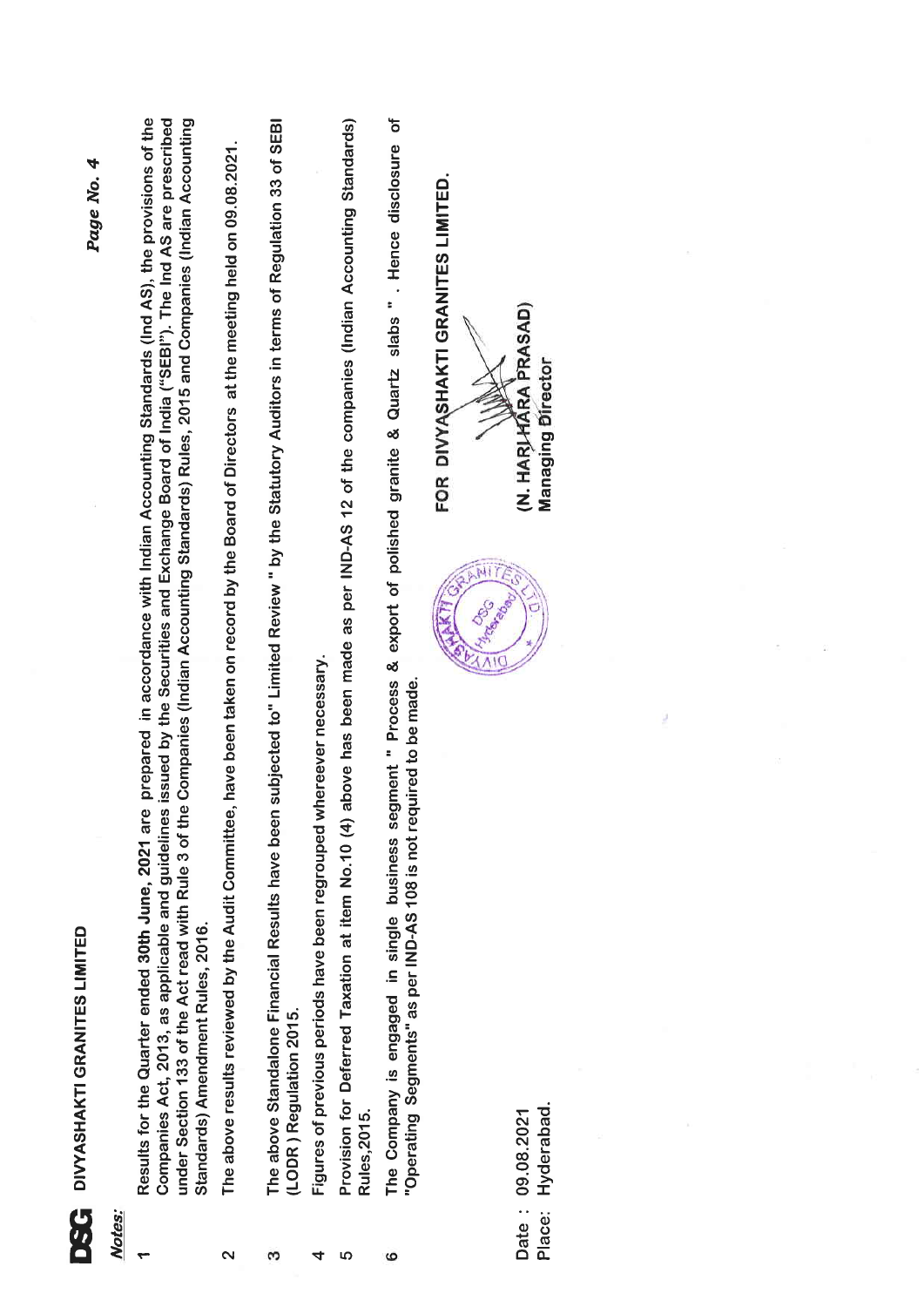**DSG** DIVYASHAKTI GRANITES LIMITED

***Notes:***

1. Results for the Quarter ended 30th June, 2021 are prepared in accordance with Indian Accounting Standards (Ind AS), the provisions of the Companies Act, 2013, as applicable and guidelines issued by the Securities and Exchange Board of India ("SEBI"). The Ind AS are prescribed under Section 133 of the Act read with Rule 3 of the Companies (Indian Accounting Standards) Rules, 2015 and Companies (Indian Accounting Standards) Amendment Rules, 2016.
2. The above results reviewed by the Audit Committee, have been taken on record by the Board of Directors at the meeting held on 09.08.2021.
3. The above Standalone Financial Results have been subjected to" Limited Review " by the Statutory Auditors in terms of Regulation 33 of SEBI (LODR ) Regulation 2015.
4. Figures of previous periods have been regrouped whereever necessary.
5. Provision for Deferred Taxation at item No.10 (4) above has been made as per IND-AS 12 of the companies (Indian Accounting Standards) Rules,2015.
6. The Company is engaged in single business segment " Process & export of polished granite & Quartz slabs " . Hence disclosure of "Operating Segments" as per IND-AS 108 is not required to be made.

**FOR DIVYASHAKTI GRANITES LIMITED.**

**(N. HARI HARA PRASAD)**
**Managing Director**

Date : 09.08.2021
Place: Hyderabad.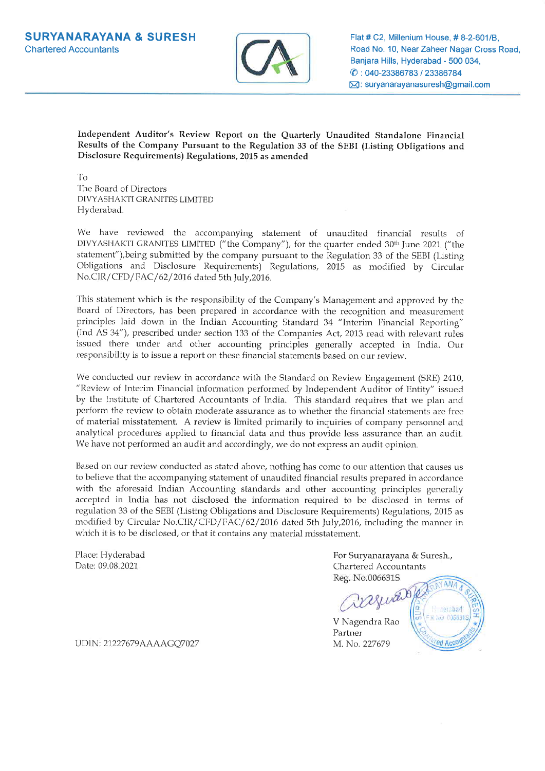**SURYANARAYANA & SURESH**
Chartered Accountants

Flat # C2, Millenium House, # 8-2-601/B,
Road No. 10, Near Zaheer Nagar Cross Road,
Banjara Hills, Hyderabad - 500 034,
✆ : 040-23386783 / 23386784
✉: suryanarayanasuresh@gmail.com

**Independent Auditor's Review Report on the Quarterly Unaudited Standalone Financial Results of the Company Pursuant to the Regulation 33 of the SEBI (Listing Obligations and Disclosure Requirements) Regulations, 2015 as amended**

To
The Board of Directors
DIVYASHAKTI GRANITES LIMITED
Hyderabad.

We have reviewed the accompanying statement of unaudited financial results of DIVYASHAKTI GRANITES LIMITED ("the Company"), for the quarter ended 30th June 2021 ("the statement"),being submitted by the company pursuant to the Regulation 33 of the SEBI (Listing Obligations and Disclosure Requirements) Regulations, 2015 as modified by Circular No.CIR/CFD/FAC/62/2016 dated 5th July,2016.

This statement which is the responsibility of the Company's Management and approved by the Board of Directors, has been prepared in accordance with the recognition and measurement principles laid down in the Indian Accounting Standard 34 "Interim Financial Reporting" (Ind AS 34"), prescribed under section 133 of the Companies Act, 2013 read with relevant rules issued there under and other accounting principles generally accepted in India. Our responsibility is to issue a report on these financial statements based on our review.

We conducted our review in accordance with the Standard on Review Engagement (SRE) 2410, "Review of Interim Financial information performed by Independent Auditor of Entity" issued by the Institute of Chartered Accountants of India. This standard requires that we plan and perform the review to obtain moderate assurance as to whether the financial statements are free of material misstatement. A review is limited primarily to inquiries of company personnel and analytical procedures applied to financial data and thus provide less assurance than an audit. We have not performed an audit and accordingly, we do not express an audit opinion.

Based on our review conducted as stated above, nothing has come to our attention that causes us to believe that the accompanying statement of unaudited financial results prepared in accordance with the aforesaid Indian Accounting standards and other accounting principles generally accepted in India has not disclosed the information required to be disclosed in terms of regulation 33 of the SEBI (Listing Obligations and Disclosure Requirements) Regulations, 2015 as modified by Circular No.CIR/CFD/FAC/62/2016 dated 5th July,2016, including the manner in which it is to be disclosed, or that it contains any material misstatement.

Place: Hyderabad
Date: 09.08.2021

For Suryanarayana & Suresh.,
Chartered Accountants
Reg. No.006631S

V Nagendra Rao
Partner
M. No. 227679

UDIN: 21227679AAAAGQ7027